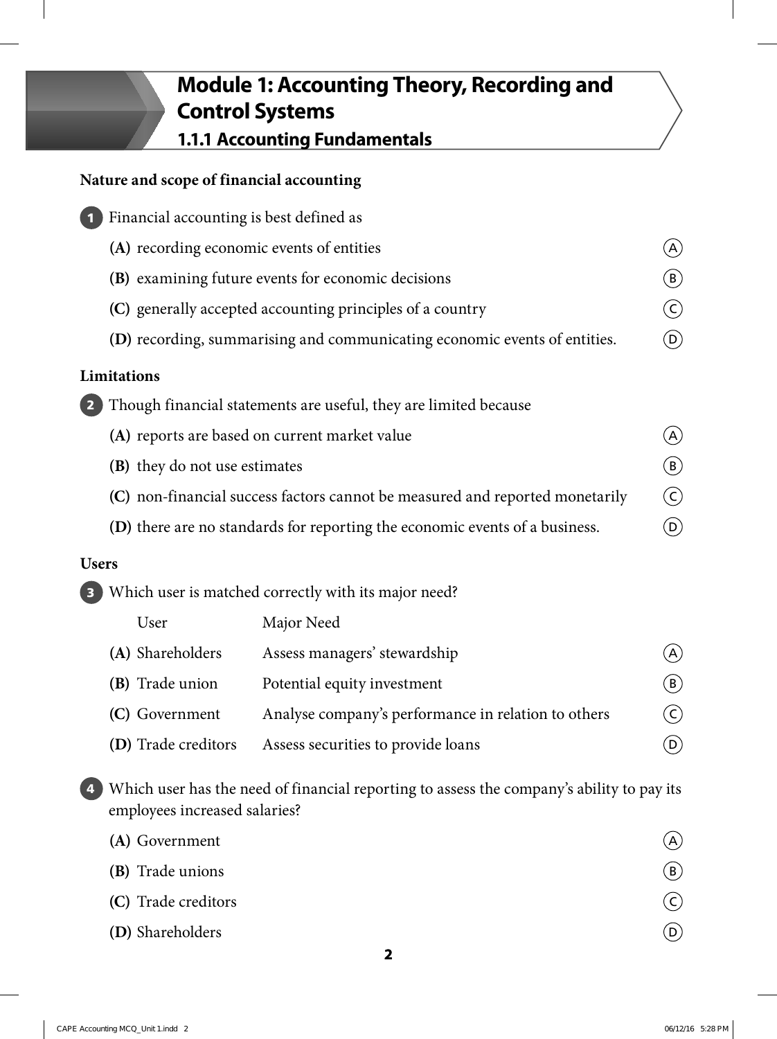# Module 1: Accounting Theory, Recording and Control Systems

## 1.1.1 Accounting Fundamentals

### Nature and scope of financial accounting

**1** Financial accounting is best defined as

**(A)** recording economic events of entities (A)

**(B)** examining future events for economic decisions (B)

**(C)** generally accepted accounting principles of a country (C)

**(D)** recording, summarising and communicating economic events of entities. (D)

### Limitations

**2** Though financial statements are useful, they are limited because

**(A)** reports are based on current market value (A)

**(B)** they do not use estimates (B)

**(C)** non-financial success factors cannot be measured and reported monetarily (C)

**(D)** there are no standards for reporting the economic events of a business. (D)

### Users

**3** Which user is matched correctly with its major need?

| | User | Major Need | |
|---|---|---|---|
| **(A)** | Shareholders | Assess managers' stewardship | (A) |
| **(B)** | Trade union | Potential equity investment | (B) |
| **(C)** | Government | Analyse company's performance in relation to others | (C) |
| **(D)** | Trade creditors | Assess securities to provide loans | (D) |

**4** Which user has the need of financial reporting to assess the company's ability to pay its employees increased salaries?

**(A)** Government (A)

**(B)** Trade unions (B)

**(C)** Trade creditors (C)

**(D)** Shareholders (D)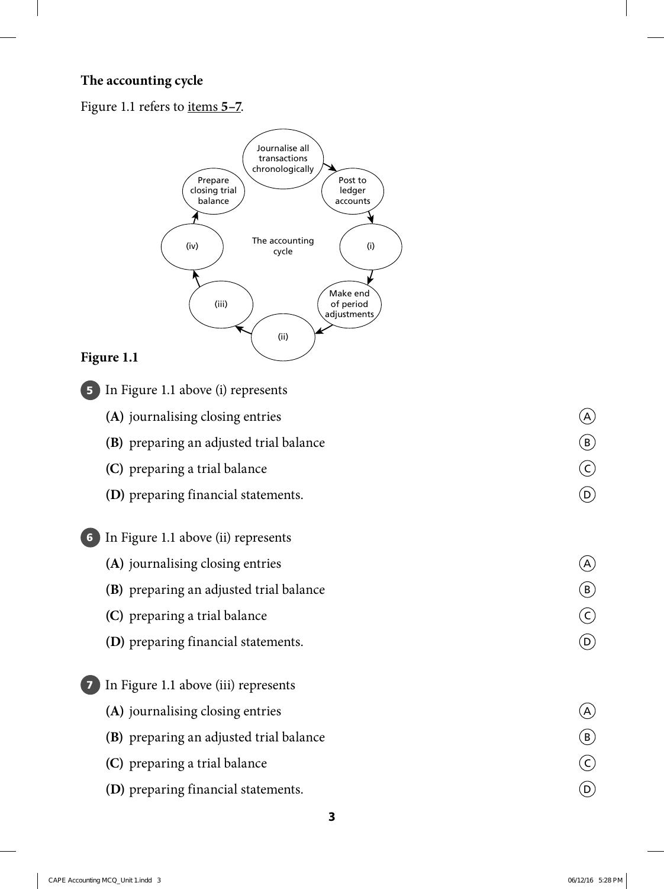## The accounting cycle

Figure 1.1 refers to items **5–7**.

Journalise all transactions chronologically → Post to ledger accounts → (i) → Make end of period adjustments → (ii) → (iii) → (iv) → Prepare closing trial balance

The accounting cycle

**Figure 1.1**

**5** In Figure 1.1 above (i) represents

- **(A)** journalising closing entries
- **(B)** preparing an adjusted trial balance
- **(C)** preparing a trial balance
- **(D)** preparing financial statements.

**6** In Figure 1.1 above (ii) represents

- **(A)** journalising closing entries
- **(B)** preparing an adjusted trial balance
- **(C)** preparing a trial balance
- **(D)** preparing financial statements.

**7** In Figure 1.1 above (iii) represents

- **(A)** journalising closing entries
- **(B)** preparing an adjusted trial balance
- **(C)** preparing a trial balance
- **(D)** preparing financial statements.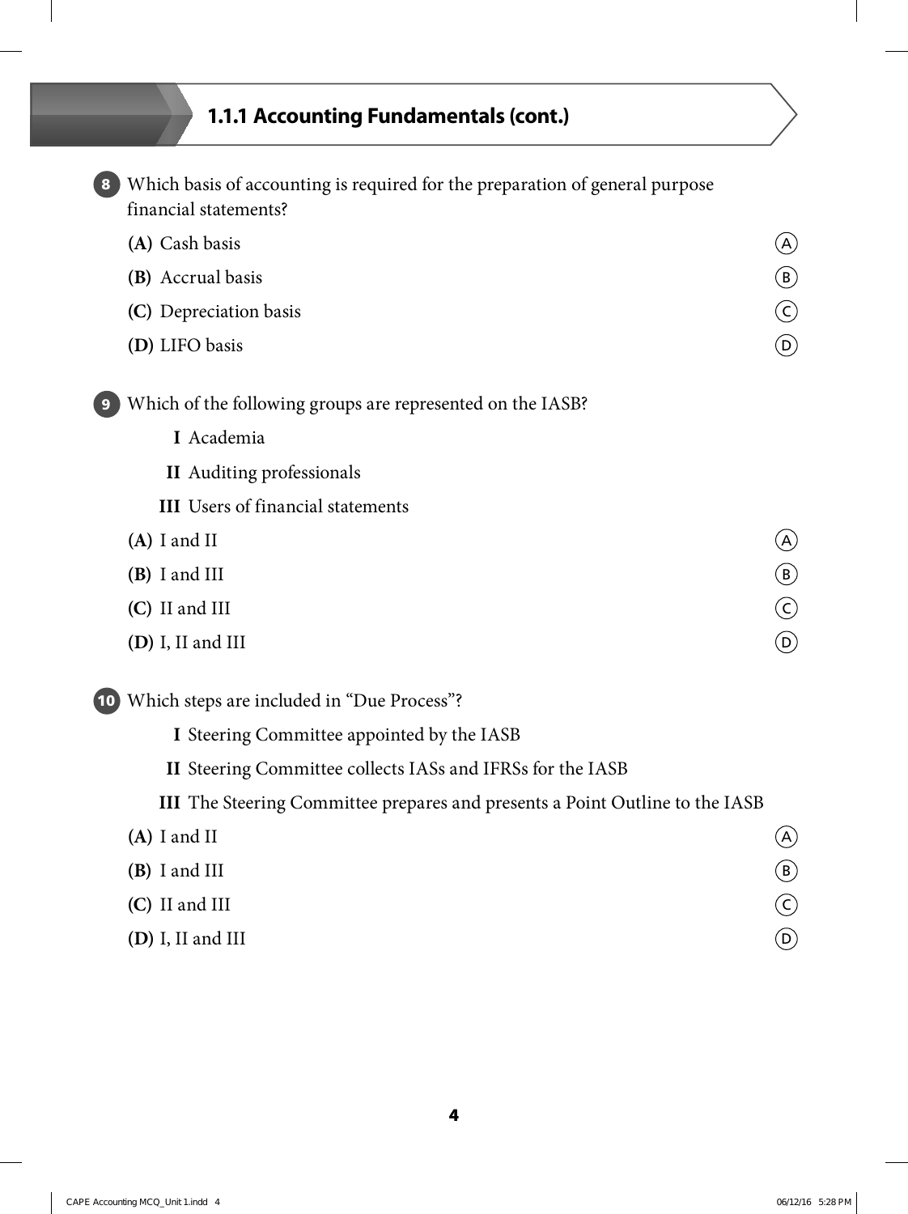## 1.1.1 Accounting Fundamentals (cont.)

**8** Which basis of accounting is required for the preparation of general purpose financial statements?

**(A)** Cash basis

**(B)** Accrual basis

**(C)** Depreciation basis

**(D)** LIFO basis

**9** Which of the following groups are represented on the IASB?

**I** Academia

**II** Auditing professionals

**III** Users of financial statements

**(A)** I and II

**(B)** I and III

**(C)** II and III

**(D)** I, II and III

**10** Which steps are included in "Due Process"?

**I** Steering Committee appointed by the IASB

**II** Steering Committee collects IASs and IFRSs for the IASB

**III** The Steering Committee prepares and presents a Point Outline to the IASB

**(A)** I and II

**(B)** I and III

**(C)** II and III

**(D)** I, II and III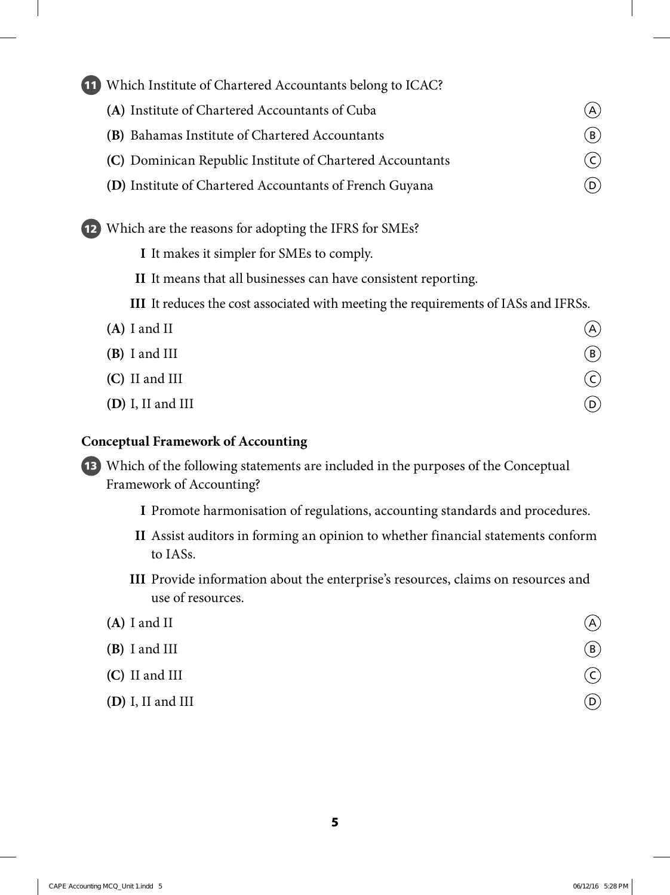**11** Which Institute of Chartered Accountants belong to ICAC?

**(A)** Institute of Chartered Accountants of Cuba

**(B)** Bahamas Institute of Chartered Accountants

**(C)** Dominican Republic Institute of Chartered Accountants

**(D)** Institute of Chartered Accountants of French Guyana

**12** Which are the reasons for adopting the IFRS for SMEs?

**I** It makes it simpler for SMEs to comply.

**II** It means that all businesses can have consistent reporting.

**III** It reduces the cost associated with meeting the requirements of IASs and IFRSs.

**(A)** I and II

**(B)** I and III

**(C)** II and III

**(D)** I, II and III

### Conceptual Framework of Accounting

**13** Which of the following statements are included in the purposes of the Conceptual Framework of Accounting?

**I** Promote harmonisation of regulations, accounting standards and procedures.

**II** Assist auditors in forming an opinion to whether financial statements conform to IASs.

**III** Provide information about the enterprise's resources, claims on resources and use of resources.

**(A)** I and II

**(B)** I and III

**(C)** II and III

**(D)** I, II and III